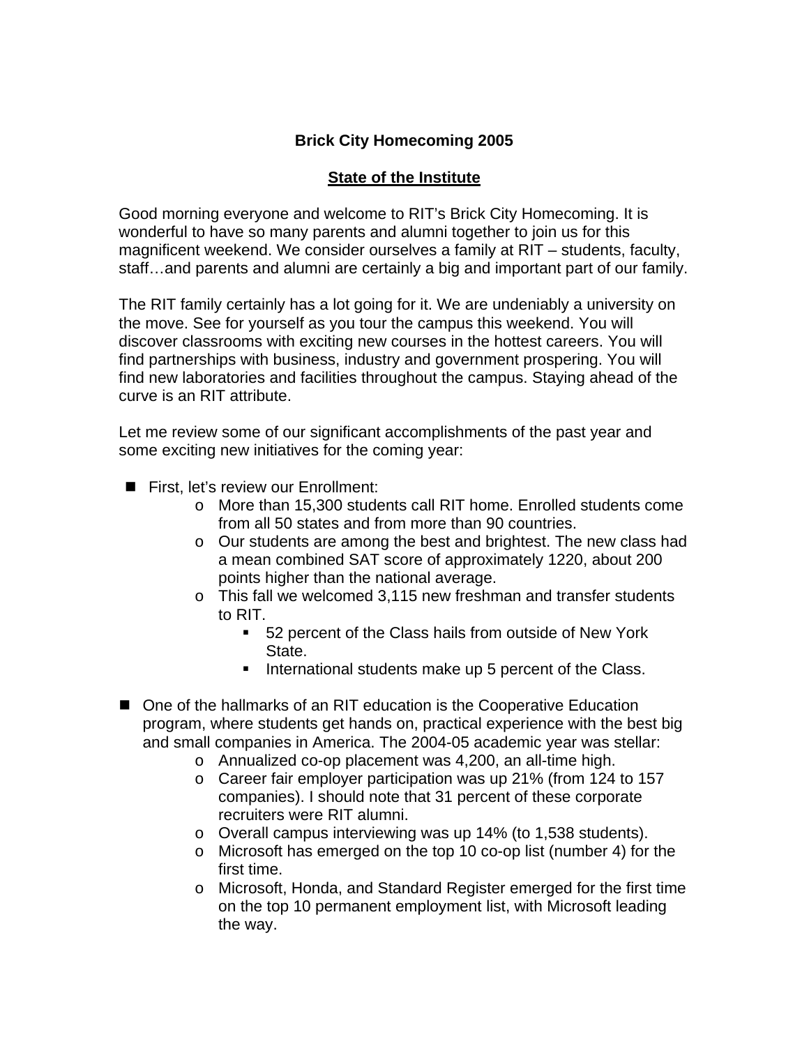# Brick City Homecoming 2005

## <u>State of the Institute</u>

Good morning everyone and welcome to RIT's Brick City Homecoming. It is wonderful to have so many parents and alumni together to join us for this magnificent weekend. We consider ourselves a family at RIT – students, faculty, staff…and parents and alumni are certainly a big and important part of our family.

The RIT family certainly has a lot going for it. We are undeniably a university on the move. See for yourself as you tour the campus this weekend. You will discover classrooms with exciting new courses in the hottest careers. You will find partnerships with business, industry and government prospering. You will find new laboratories and facilities throughout the campus. Staying ahead of the curve is an RIT attribute.

Let me review some of our significant accomplishments of the past year and some exciting new initiatives for the coming year:

- First, let's review our Enrollment:
  - More than 15,300 students call RIT home. Enrolled students come from all 50 states and from more than 90 countries.
  - Our students are among the best and brightest. The new class had a mean combined SAT score of approximately 1220, about 200 points higher than the national average.
  - This fall we welcomed 3,115 new freshman and transfer students to RIT.
    - 52 percent of the Class hails from outside of New York State.
    - International students make up 5 percent of the Class.

- One of the hallmarks of an RIT education is the Cooperative Education program, where students get hands on, practical experience with the best big and small companies in America. The 2004-05 academic year was stellar:
  - Annualized co-op placement was 4,200, an all-time high.
  - Career fair employer participation was up 21% (from 124 to 157 companies). I should note that 31 percent of these corporate recruiters were RIT alumni.
  - Overall campus interviewing was up 14% (to 1,538 students).
  - Microsoft has emerged on the top 10 co-op list (number 4) for the first time.
  - Microsoft, Honda, and Standard Register emerged for the first time on the top 10 permanent employment list, with Microsoft leading the way.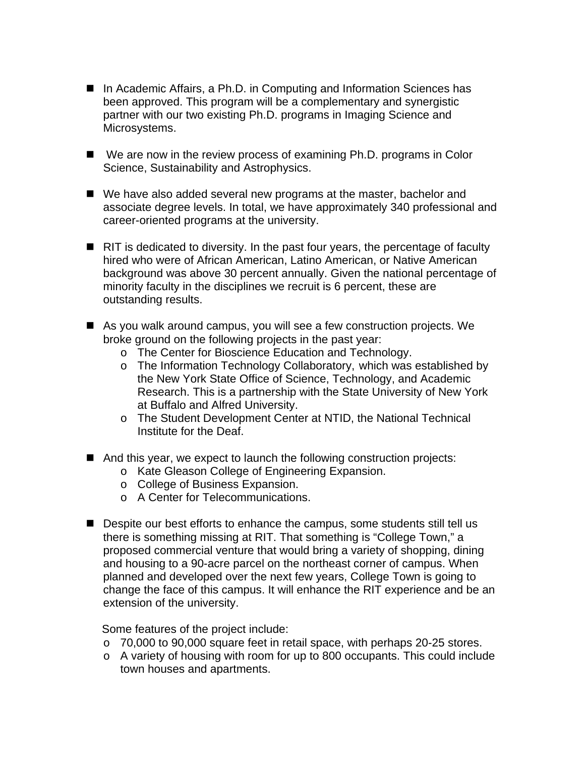- In Academic Affairs, a Ph.D. in Computing and Information Sciences has been approved. This program will be a complementary and synergistic partner with our two existing Ph.D. programs in Imaging Science and Microsystems.

- We are now in the review process of examining Ph.D. programs in Color Science, Sustainability and Astrophysics.

- We have also added several new programs at the master, bachelor and associate degree levels. In total, we have approximately 340 professional and career-oriented programs at the university.

- RIT is dedicated to diversity. In the past four years, the percentage of faculty hired who were of African American, Latino American, or Native American background was above 30 percent annually. Given the national percentage of minority faculty in the disciplines we recruit is 6 percent, these are outstanding results.

- As you walk around campus, you will see a few construction projects. We broke ground on the following projects in the past year:
  - The Center for Bioscience Education and Technology.
  - The Information Technology Collaboratory, which was established by the New York State Office of Science, Technology, and Academic Research. This is a partnership with the State University of New York at Buffalo and Alfred University.
  - The Student Development Center at NTID, the National Technical Institute for the Deaf.

- And this year, we expect to launch the following construction projects:
  - Kate Gleason College of Engineering Expansion.
  - College of Business Expansion.
  - A Center for Telecommunications.

- Despite our best efforts to enhance the campus, some students still tell us there is something missing at RIT. That something is "College Town," a proposed commercial venture that would bring a variety of shopping, dining and housing to a 90-acre parcel on the northeast corner of campus. When planned and developed over the next few years, College Town is going to change the face of this campus. It will enhance the RIT experience and be an extension of the university.

  Some features of the project include:
  - 70,000 to 90,000 square feet in retail space, with perhaps 20-25 stores.
  - A variety of housing with room for up to 800 occupants. This could include town houses and apartments.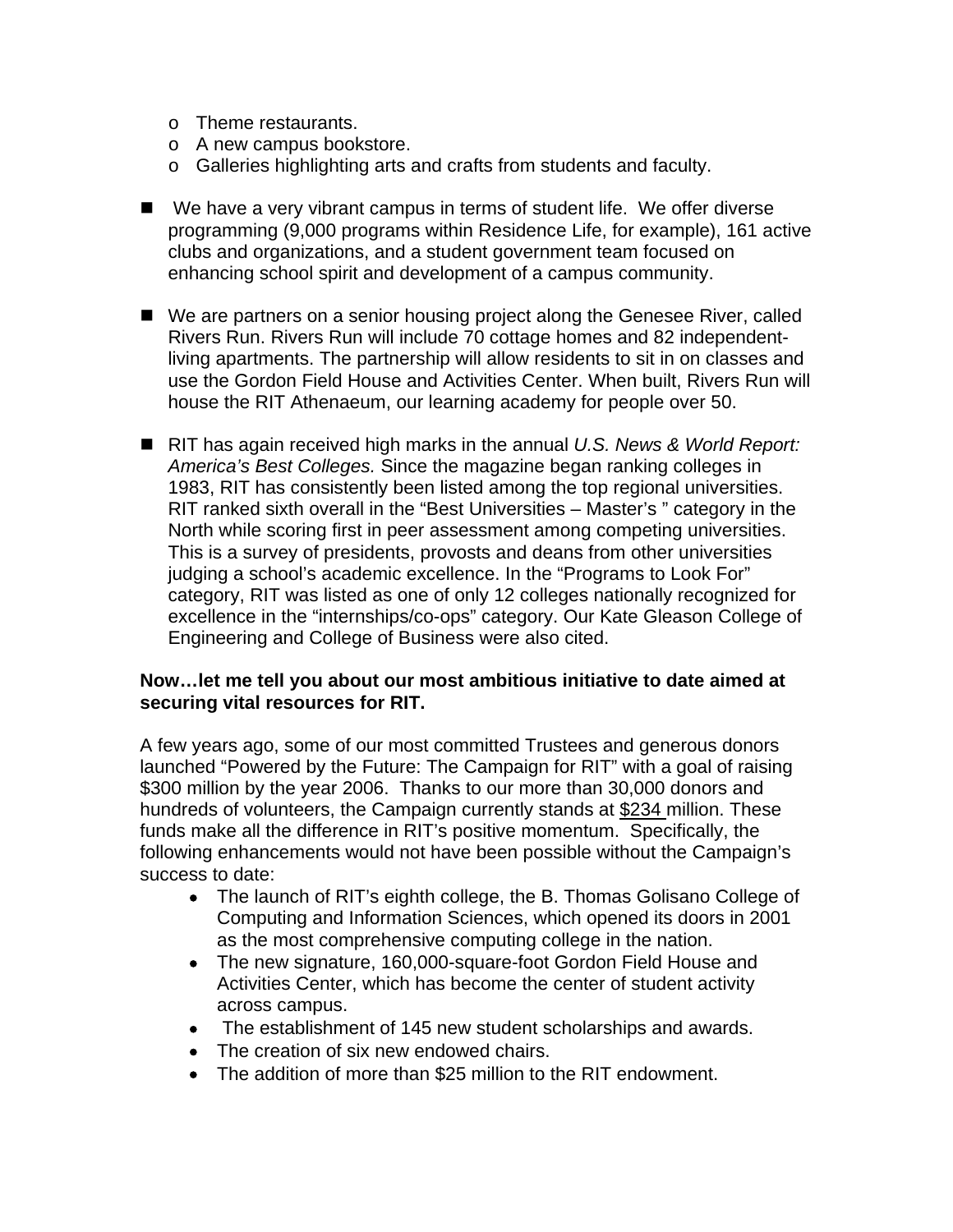- Theme restaurants.
- A new campus bookstore.
- Galleries highlighting arts and crafts from students and faculty.

- We have a very vibrant campus in terms of student life. We offer diverse programming (9,000 programs within Residence Life, for example), 161 active clubs and organizations, and a student government team focused on enhancing school spirit and development of a campus community.

- We are partners on a senior housing project along the Genesee River, called Rivers Run. Rivers Run will include 70 cottage homes and 82 independent-living apartments. The partnership will allow residents to sit in on classes and use the Gordon Field House and Activities Center. When built, Rivers Run will house the RIT Athenaeum, our learning academy for people over 50.

- RIT has again received high marks in the annual *U.S. News & World Report: America's Best Colleges.* Since the magazine began ranking colleges in 1983, RIT has consistently been listed among the top regional universities. RIT ranked sixth overall in the "Best Universities – Master's " category in the North while scoring first in peer assessment among competing universities. This is a survey of presidents, provosts and deans from other universities judging a school's academic excellence. In the "Programs to Look For" category, RIT was listed as one of only 12 colleges nationally recognized for excellence in the "internships/co-ops" category. Our Kate Gleason College of Engineering and College of Business were also cited.

**Now…let me tell you about our most ambitious initiative to date aimed at securing vital resources for RIT.**

A few years ago, some of our most committed Trustees and generous donors launched "Powered by the Future: The Campaign for RIT" with a goal of raising $300 million by the year 2006. Thanks to our more than 30,000 donors and hundreds of volunteers, the Campaign currently stands at $234 million. These funds make all the difference in RIT's positive momentum. Specifically, the following enhancements would not have been possible without the Campaign's success to date:

- The launch of RIT's eighth college, the B. Thomas Golisano College of Computing and Information Sciences, which opened its doors in 2001 as the most comprehensive computing college in the nation.
- The new signature, 160,000-square-foot Gordon Field House and Activities Center, which has become the center of student activity across campus.
- The establishment of 145 new student scholarships and awards.
- The creation of six new endowed chairs.
- The addition of more than $25 million to the RIT endowment.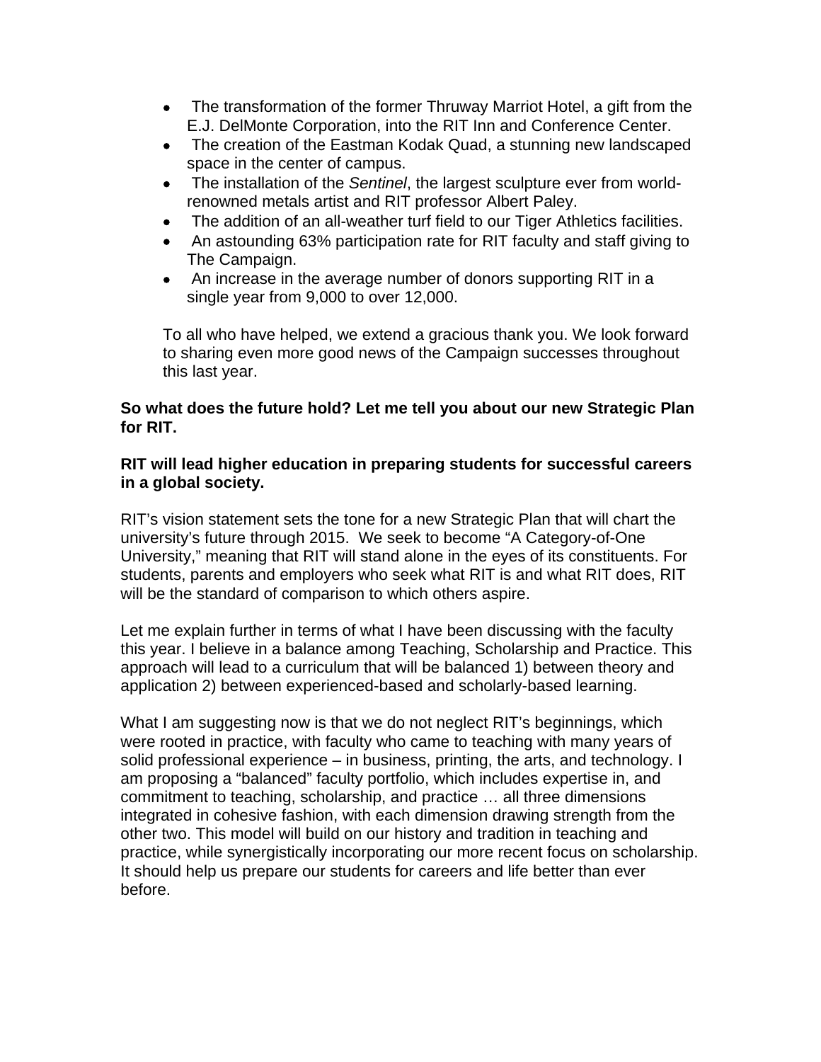- The transformation of the former Thruway Marriot Hotel, a gift from the E.J. DelMonte Corporation, into the RIT Inn and Conference Center.
- The creation of the Eastman Kodak Quad, a stunning new landscaped space in the center of campus.
- The installation of the *Sentinel*, the largest sculpture ever from world-renowned metals artist and RIT professor Albert Paley.
- The addition of an all-weather turf field to our Tiger Athletics facilities.
- An astounding 63% participation rate for RIT faculty and staff giving to The Campaign.
- An increase in the average number of donors supporting RIT in a single year from 9,000 to over 12,000.

To all who have helped, we extend a gracious thank you. We look forward to sharing even more good news of the Campaign successes throughout this last year.

**So what does the future hold? Let me tell you about our new Strategic Plan for RIT.**

**RIT will lead higher education in preparing students for successful careers in a global society.**

RIT's vision statement sets the tone for a new Strategic Plan that will chart the university's future through 2015. We seek to become "A Category-of-One University," meaning that RIT will stand alone in the eyes of its constituents. For students, parents and employers who seek what RIT is and what RIT does, RIT will be the standard of comparison to which others aspire.

Let me explain further in terms of what I have been discussing with the faculty this year. I believe in a balance among Teaching, Scholarship and Practice. This approach will lead to a curriculum that will be balanced 1) between theory and application 2) between experienced-based and scholarly-based learning.

What I am suggesting now is that we do not neglect RIT's beginnings, which were rooted in practice, with faculty who came to teaching with many years of solid professional experience – in business, printing, the arts, and technology. I am proposing a "balanced" faculty portfolio, which includes expertise in, and commitment to teaching, scholarship, and practice … all three dimensions integrated in cohesive fashion, with each dimension drawing strength from the other two. This model will build on our history and tradition in teaching and practice, while synergistically incorporating our more recent focus on scholarship. It should help us prepare our students for careers and life better than ever before.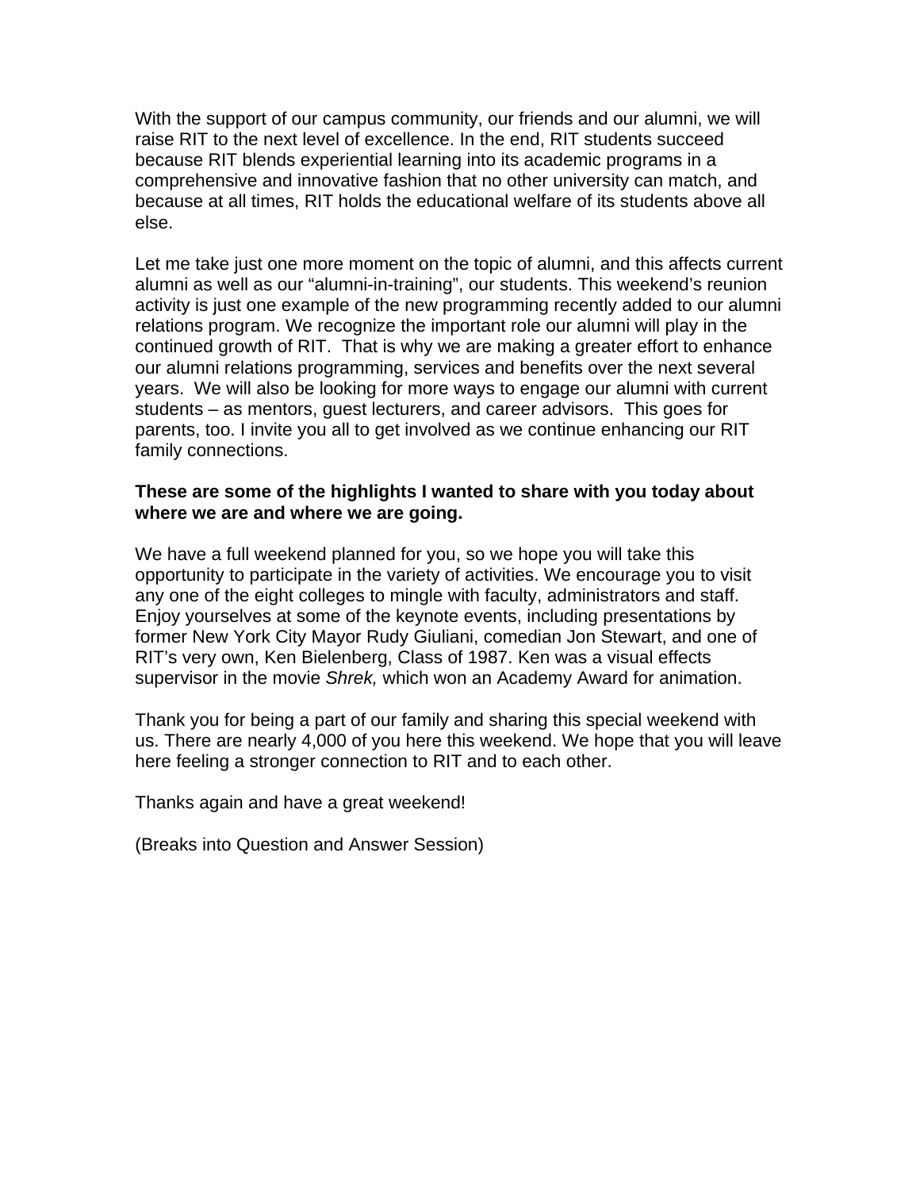With the support of our campus community, our friends and our alumni, we will raise RIT to the next level of excellence. In the end, RIT students succeed because RIT blends experiential learning into its academic programs in a comprehensive and innovative fashion that no other university can match, and because at all times, RIT holds the educational welfare of its students above all else.

Let me take just one more moment on the topic of alumni, and this affects current alumni as well as our “alumni-in-training”, our students. This weekend’s reunion activity is just one example of the new programming recently added to our alumni relations program. We recognize the important role our alumni will play in the continued growth of RIT. That is why we are making a greater effort to enhance our alumni relations programming, services and benefits over the next several years. We will also be looking for more ways to engage our alumni with current students – as mentors, guest lecturers, and career advisors. This goes for parents, too. I invite you all to get involved as we continue enhancing our RIT family connections.

**These are some of the highlights I wanted to share with you today about where we are and where we are going.**

We have a full weekend planned for you, so we hope you will take this opportunity to participate in the variety of activities. We encourage you to visit any one of the eight colleges to mingle with faculty, administrators and staff. Enjoy yourselves at some of the keynote events, including presentations by former New York City Mayor Rudy Giuliani, comedian Jon Stewart, and one of RIT’s very own, Ken Bielenberg, Class of 1987. Ken was a visual effects supervisor in the movie *Shrek,* which won an Academy Award for animation.

Thank you for being a part of our family and sharing this special weekend with us. There are nearly 4,000 of you here this weekend. We hope that you will leave here feeling a stronger connection to RIT and to each other.

Thanks again and have a great weekend!

(Breaks into Question and Answer Session)